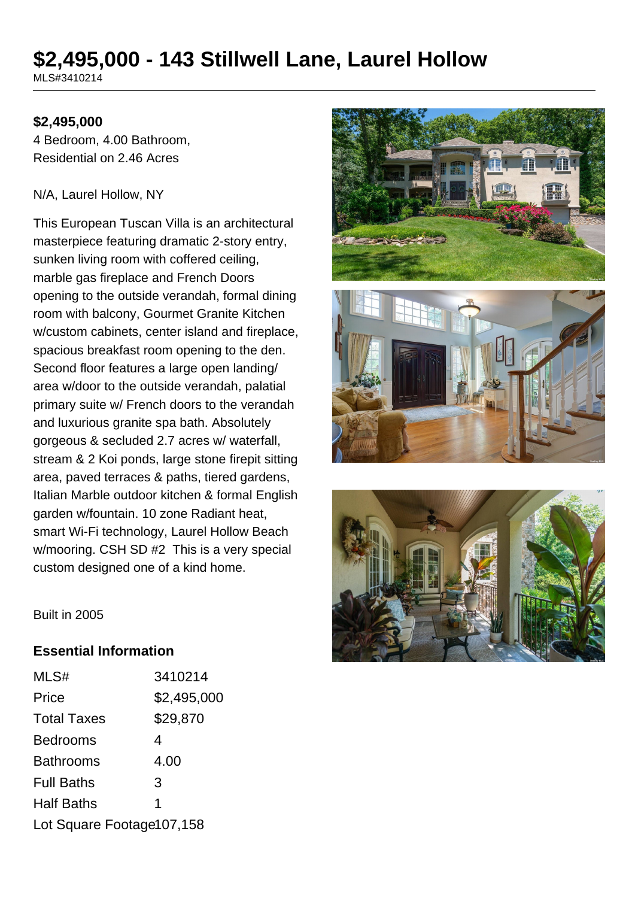# $2,495,000 - 143 Stillwell Lane, Laurel Hollow

MLS#3410214

**$2,495,000**

4 Bedroom, 4.00 Bathroom, Residential on 2.46 Acres

N/A, Laurel Hollow, NY

This European Tuscan Villa is an architectural masterpiece featuring dramatic 2-story entry, sunken living room with coffered ceiling, marble gas fireplace and French Doors opening to the outside verandah, formal dining room with balcony, Gourmet Granite Kitchen w/custom cabinets, center island and fireplace, spacious breakfast room opening to the den. Second floor features a large open landing/ area w/door to the outside verandah, palatial primary suite w/ French doors to the verandah and luxurious granite spa bath. Absolutely gorgeous & secluded 2.7 acres w/ waterfall, stream & 2 Koi ponds, large stone firepit sitting area, paved terraces & paths, tiered gardens, Italian Marble outdoor kitchen & formal English garden w/fountain. 10 zone Radiant heat, smart Wi-Fi technology, Laurel Hollow Beach w/mooring. CSH SD #2 This is a very special custom designed one of a kind home.

Built in 2005

## Essential Information

| | |
|---|---|
| MLS# | 3410214 |
| Price | $2,495,000 |
| Total Taxes | $29,870 |
| Bedrooms | 4 |
| Bathrooms | 4.00 |
| Full Baths | 3 |
| Half Baths | 1 |
| Lot Square Footage | 107,158 |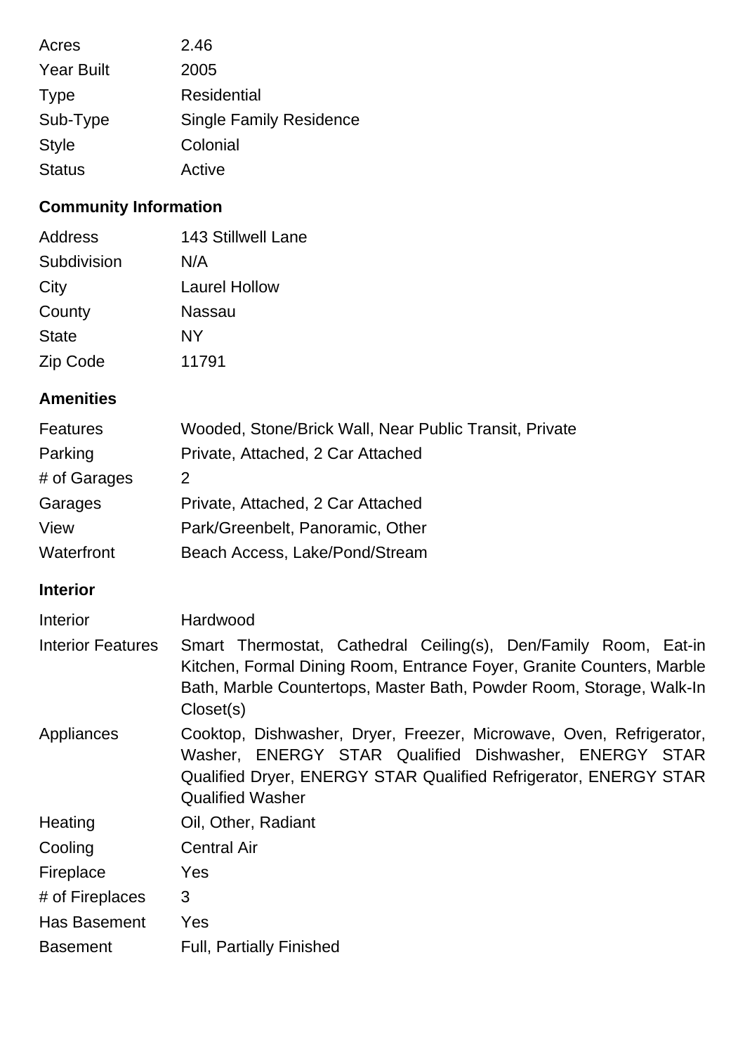| | |
|---|---|
| Acres | 2.46 |
| Year Built | 2005 |
| Type | Residential |
| Sub-Type | Single Family Residence |
| Style | Colonial |
| Status | Active |

## Community Information

| | |
|---|---|
| Address | 143 Stillwell Lane |
| Subdivision | N/A |
| City | Laurel Hollow |
| County | Nassau |
| State | NY |
| Zip Code | 11791 |

## Amenities

| | |
|---|---|
| Features | Wooded, Stone/Brick Wall, Near Public Transit, Private |
| Parking | Private, Attached, 2 Car Attached |
| # of Garages | 2 |
| Garages | Private, Attached, 2 Car Attached |
| View | Park/Greenbelt, Panoramic, Other |
| Waterfront | Beach Access, Lake/Pond/Stream |

## Interior

| | |
|---|---|
| Interior | Hardwood |
| Interior Features | Smart Thermostat, Cathedral Ceiling(s), Den/Family Room, Eat-in Kitchen, Formal Dining Room, Entrance Foyer, Granite Counters, Marble Bath, Marble Countertops, Master Bath, Powder Room, Storage, Walk-In Closet(s) |
| Appliances | Cooktop, Dishwasher, Dryer, Freezer, Microwave, Oven, Refrigerator, Washer, ENERGY STAR Qualified Dishwasher, ENERGY STAR Qualified Dryer, ENERGY STAR Qualified Refrigerator, ENERGY STAR Qualified Washer |
| Heating | Oil, Other, Radiant |
| Cooling | Central Air |
| Fireplace | Yes |
| # of Fireplaces | 3 |
| Has Basement | Yes |
| Basement | Full, Partially Finished |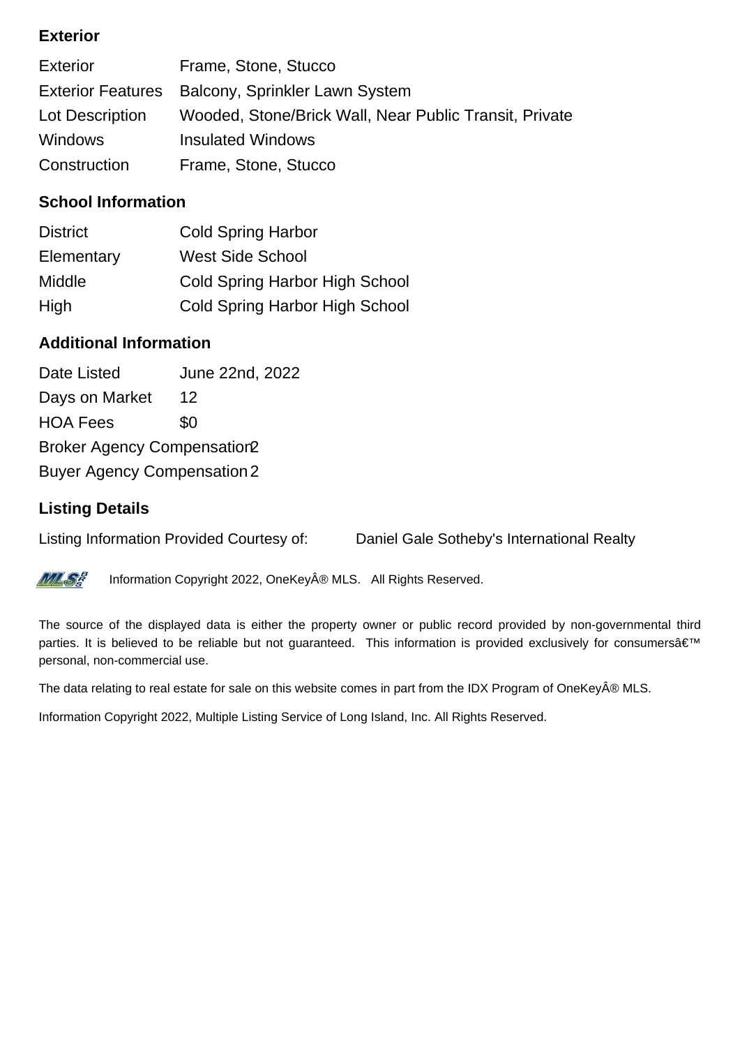## Exterior

| | |
|---|---|
| Exterior | Frame, Stone, Stucco |
| Exterior Features | Balcony, Sprinkler Lawn System |
| Lot Description | Wooded, Stone/Brick Wall, Near Public Transit, Private |
| Windows | Insulated Windows |
| Construction | Frame, Stone, Stucco |

## School Information

| | |
|---|---|
| District | Cold Spring Harbor |
| Elementary | West Side School |
| Middle | Cold Spring Harbor High School |
| High | Cold Spring Harbor High School |

## Additional Information

| | |
|---|---|
| Date Listed | June 22nd, 2022 |
| Days on Market | 12 |
| HOA Fees | $0 |
| Broker Agency Compensation | 2 |
| Buyer Agency Compensation | 2 |

## Listing Details

Listing Information Provided Courtesy of: Daniel Gale Sotheby's International Realty

Information Copyright 2022, OneKeyÂ® MLS. All Rights Reserved.

The source of the displayed data is either the property owner or public record provided by non-governmental third parties. It is believed to be reliable but not guaranteed. This information is provided exclusively for consumersâ€™ personal, non-commercial use.

The data relating to real estate for sale on this website comes in part from the IDX Program of OneKeyÂ® MLS.

Information Copyright 2022, Multiple Listing Service of Long Island, Inc. All Rights Reserved.